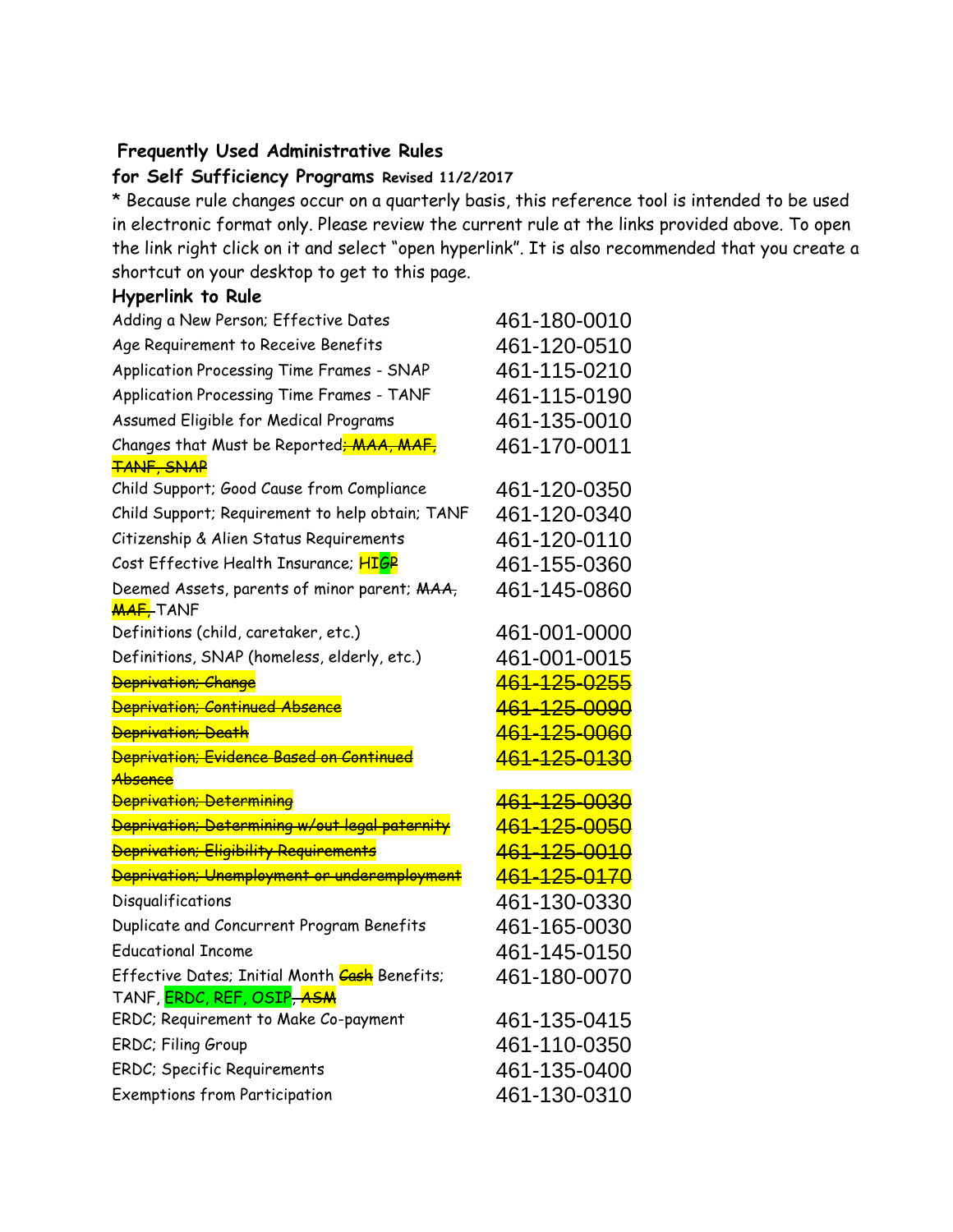**Frequently Used Administrative Rules**

**for Self Sufficiency Programs** **Revised 11/2/2017**

\* Because rule changes occur on a quarterly basis, this reference tool is intended to be used in electronic format only. Please review the current rule at the links provided above. To open the link right click on it and select "open hyperlink". It is also recommended that you create a shortcut on your desktop to get to this page.

**Hyperlink to Rule**

| | |
|---|---|
| Adding a New Person; Effective Dates | 461-180-0010 |
| Age Requirement to Receive Benefits | 461-120-0510 |
| Application Processing Time Frames - SNAP | 461-115-0210 |
| Application Processing Time Frames - TANF | 461-115-0190 |
| Assumed Eligible for Medical Programs | 461-135-0010 |
| Changes that Must be Reported~~; MAA, MAF, TANF, SNAP~~ | 461-170-0011 |
| Child Support; Good Cause from Compliance | 461-120-0350 |
| Child Support; Requirement to help obtain; TANF | 461-120-0340 |
| Citizenship & Alien Status Requirements | 461-120-0110 |
| Cost Effective Health Insurance; HIGP | 461-155-0360 |
| Deemed Assets, parents of minor parent; ~~MAA, MAF,~~ TANF | 461-145-0860 |
| Definitions (child, caretaker, etc.) | 461-001-0000 |
| Definitions, SNAP (homeless, elderly, etc.) | 461-001-0015 |
| ~~Deprivation; Change~~ | ~~461-125-0255~~ |
| ~~Deprivation; Continued Absence~~ | ~~461-125-0090~~ |
| ~~Deprivation; Death~~ | ~~461-125-0060~~ |
| ~~Deprivation; Evidence Based on Continued Absence~~ | ~~461-125-0130~~ |
| ~~Deprivation; Determining~~ | ~~461-125-0030~~ |
| ~~Deprivation; Determining w/out legal paternity~~ | ~~461-125-0050~~ |
| ~~Deprivation; Eligibility Requirements~~ | ~~461-125-0010~~ |
| ~~Deprivation; Unemployment or underemployment~~ | ~~461-125-0170~~ |
| Disqualifications | 461-130-0330 |
| Duplicate and Concurrent Program Benefits | 461-165-0030 |
| Educational Income | 461-145-0150 |
| Effective Dates; Initial Month ~~Cash~~ Benefits; TANF, ERDC, REF, OSIP~~, ASM~~ | 461-180-0070 |
| ERDC; Requirement to Make Co-payment | 461-135-0415 |
| ERDC; Filing Group | 461-110-0350 |
| ERDC; Specific Requirements | 461-135-0400 |
| Exemptions from Participation | 461-130-0310 |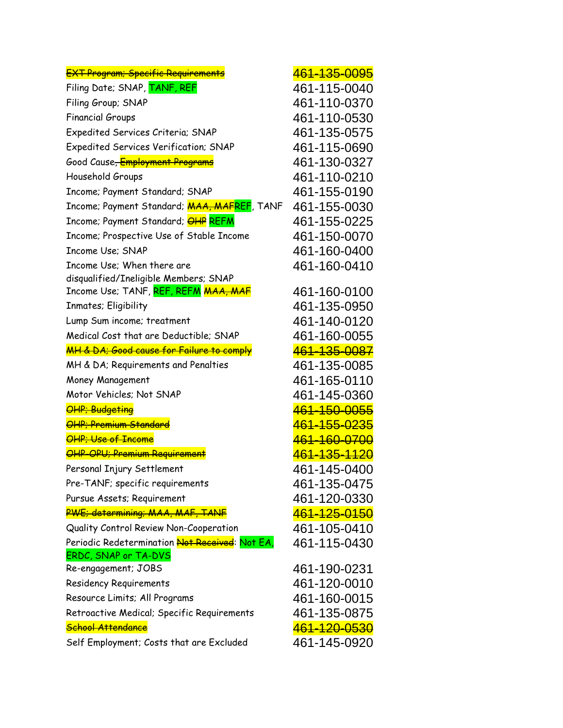| | |
|---|---|
| ~~EXT Program; Specific Requirements~~ | ~~461-135-0095~~ |
| Filing Date; SNAP, TANF, REF | 461-115-0040 |
| Filing Group; SNAP | 461-110-0370 |
| Financial Groups | 461-110-0530 |
| Expedited Services Criteria; SNAP | 461-135-0575 |
| Expedited Services Verification; SNAP | 461-115-0690 |
| Good Cause~~, Employment Programs~~ | 461-130-0327 |
| Household Groups | 461-110-0210 |
| Income; Payment Standard; SNAP | 461-155-0190 |
| Income; Payment Standard; ~~MAA, MAF~~REF, TANF | 461-155-0030 |
| Income; Payment Standard; ~~OHP~~ REFM | 461-155-0225 |
| Income; Prospective Use of Stable Income | 461-150-0070 |
| Income Use; SNAP | 461-160-0400 |
| Income Use; When there are disqualified/Ineligible Members; SNAP | 461-160-0410 |
| Income Use; TANF, REF, REFM ~~MAA, MAF~~ | 461-160-0100 |
| Inmates; Eligibility | 461-135-0950 |
| Lump Sum income; treatment | 461-140-0120 |
| Medical Cost that are Deductible; SNAP | 461-160-0055 |
| ~~MH & DA; Good cause for Failure to comply~~ | ~~461-135-0087~~ |
| MH & DA; Requirements and Penalties | 461-135-0085 |
| Money Management | 461-165-0110 |
| Motor Vehicles; Not SNAP | 461-145-0360 |
| ~~OHP; Budgeting~~ | ~~461-150-0055~~ |
| ~~OHP; Premium Standard~~ | ~~461-155-0235~~ |
| ~~OHP; Use of Income~~ | ~~461-160-0700~~ |
| ~~OHP-OPU; Premium Requirement~~ | ~~461-135-1120~~ |
| Personal Injury Settlement | 461-145-0400 |
| Pre-TANF; specific requirements | 461-135-0475 |
| Pursue Assets; Requirement | 461-120-0330 |
| ~~PWE; determining; MAA, MAF, TANF~~ | ~~461-125-0150~~ |
| Quality Control Review Non-Cooperation | 461-105-0410 |
| Periodic Redetermination ~~Not Received~~: Not EA, ERDC, SNAP or TA-DVS | 461-115-0430 |
| Re-engagement; JOBS | 461-190-0231 |
| Residency Requirements | 461-120-0010 |
| Resource Limits; All Programs | 461-160-0015 |
| Retroactive Medical; Specific Requirements | 461-135-0875 |
| ~~School Attendance~~ | ~~461-120-0530~~ |
| Self Employment; Costs that are Excluded | 461-145-0920 |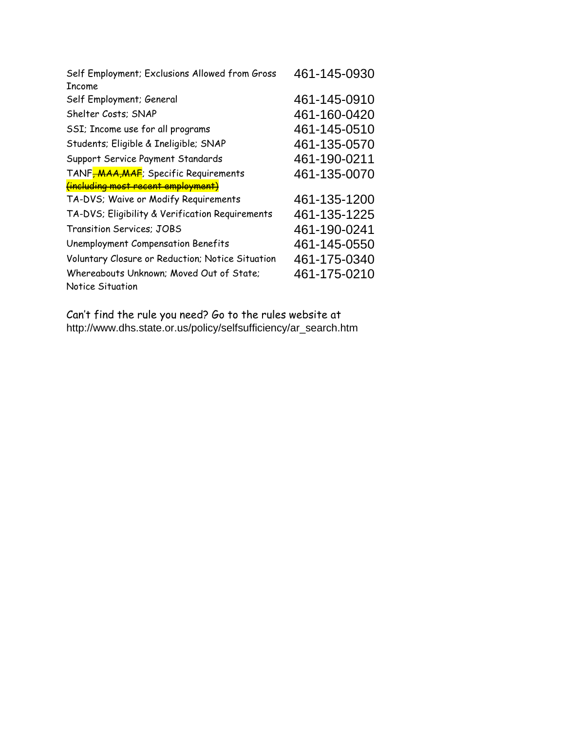| | |
|---|---|
| Self Employment; Exclusions Allowed from Gross Income | 461-145-0930 |
| Self Employment; General | 461-145-0910 |
| Shelter Costs; SNAP | 461-160-0420 |
| SSI; Income use for all programs | 461-145-0510 |
| Students; Eligible & Ineligible; SNAP | 461-135-0570 |
| Support Service Payment Standards | 461-190-0211 |
| TANF~~, MAA,MAF~~; Specific Requirements ~~(including most recent employment)~~ | 461-135-0070 |
| TA-DVS; Waive or Modify Requirements | 461-135-1200 |
| TA-DVS; Eligibility & Verification Requirements | 461-135-1225 |
| Transition Services; JOBS | 461-190-0241 |
| Unemployment Compensation Benefits | 461-145-0550 |
| Voluntary Closure or Reduction; Notice Situation | 461-175-0340 |
| Whereabouts Unknown; Moved Out of State; Notice Situation | 461-175-0210 |

Can't find the rule you need? Go to the rules website at http://www.dhs.state.or.us/policy/selfsufficiency/ar_search.htm